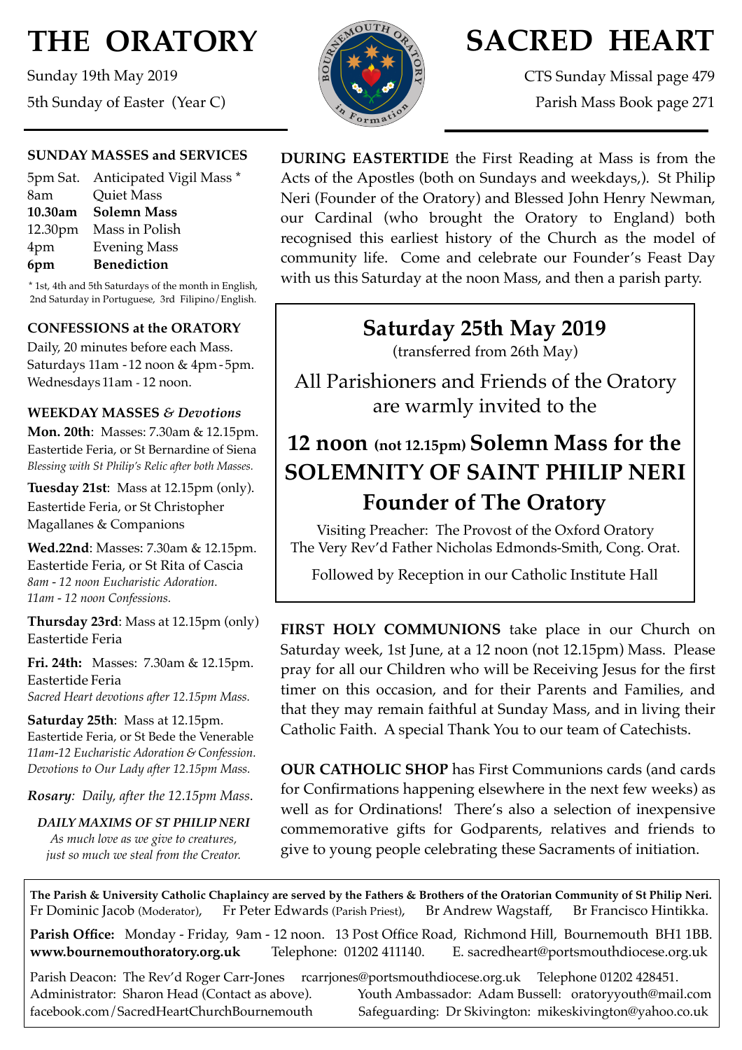# THE ORATORY

Sunday 19th May 2019

5th Sunday of Easter (Year C)

# SACRED HEART

CTS Sunday Missal page 479

Parish Mass Book page 271

### SUNDAY MASSES and SERVICES

| | |
|---|---|
| 5pm Sat. | Anticipated Vigil Mass * |
| 8am | Quiet Mass |
| **10.30am** | **Solemn Mass** |
| 12.30pm | Mass in Polish |
| 4pm | Evening Mass |
| **6pm** | **Benediction** |

* 1st, 4th and 5th Saturdays of the month in English, 2nd Saturday in Portuguese, 3rd Filipino/English.

### CONFESSIONS at the ORATORY

Daily, 20 minutes before each Mass.
Saturdays 11am - 12 noon & 4pm - 5pm.
Wednesdays 11am - 12 noon.

### WEEKDAY MASSES *& Devotions*

**Mon. 20th**: Masses: 7.30am & 12.15pm. Eastertide Feria, or St Bernardine of Siena
*Blessing with St Philip's Relic after both Masses.*

**Tuesday 21st**: Mass at 12.15pm (only). Eastertide Feria, or St Christopher Magallanes & Companions

**Wed.22nd**: Masses: 7.30am & 12.15pm. Eastertide Feria, or St Rita of Cascia
*8am - 12 noon Eucharistic Adoration.*
*11am - 12 noon Confessions.*

**Thursday 23rd**: Mass at 12.15pm (only) Eastertide Feria

**Fri. 24th:** Masses: 7.30am & 12.15pm. Eastertide Feria
*Sacred Heart devotions after 12.15pm Mass.*

**Saturday 25th**: Mass at 12.15pm. Eastertide Feria, or St Bede the Venerable
*11am-12 Eucharistic Adoration & Confession.*
*Devotions to Our Lady after 12.15pm Mass.*

***Rosary****: Daily, after the 12.15pm Mass.*

***DAILY MAXIMS OF ST PHILIP NERI***

*As much love as we give to creatures, just so much we steal from the Creator.*

**DURING EASTERTIDE** the First Reading at Mass is from the Acts of the Apostles (both on Sundays and weekdays,). St Philip Neri (Founder of the Oratory) and Blessed John Henry Newman, our Cardinal (who brought the Oratory to England) both recognised this earliest history of the Church as the model of community life. Come and celebrate our Founder's Feast Day with us this Saturday at the noon Mass, and then a parish party.

## Saturday 25th May 2019

(transferred from 26th May)

All Parishioners and Friends of the Oratory are warmly invited to the

## 12 noon (not 12.15pm) Solemn Mass for the SOLEMNITY OF SAINT PHILIP NERI Founder of The Oratory

Visiting Preacher: The Provost of the Oxford Oratory
The Very Rev'd Father Nicholas Edmonds-Smith, Cong. Orat.

Followed by Reception in our Catholic Institute Hall

**FIRST HOLY COMMUNIONS** take place in our Church on Saturday week, 1st June, at a 12 noon (not 12.15pm) Mass. Please pray for all our Children who will be Receiving Jesus for the first timer on this occasion, and for their Parents and Families, and that they may remain faithful at Sunday Mass, and in living their Catholic Faith. A special Thank You to our team of Catechists.

**OUR CATHOLIC SHOP** has First Communions cards (and cards for Confirmations happening elsewhere in the next few weeks) as well as for Ordinations! There's also a selection of inexpensive commemorative gifts for Godparents, relatives and friends to give to young people celebrating these Sacraments of initiation.

**The Parish & University Catholic Chaplaincy are served by the Fathers & Brothers of the Oratorian Community of St Philip Neri.**
Fr Dominic Jacob (Moderator), Fr Peter Edwards (Parish Priest), Br Andrew Wagstaff, Br Francisco Hintikka.

**Parish Office:** Monday - Friday, 9am - 12 noon. 13 Post Office Road, Richmond Hill, Bournemouth BH1 1BB.
**www.bournemouthoratory.org.uk** Telephone: 01202 411140. E. sacredheart@portsmouthdiocese.org.uk

Parish Deacon: The Rev'd Roger Carr-Jones rcarrjones@portsmouthdiocese.org.uk Telephone 01202 428451.
Administrator: Sharon Head (Contact as above). Youth Ambassador: Adam Bussell: oratoryyouth@mail.com
facebook.com/SacredHeartChurchBournemouth Safeguarding: Dr Skivington: mikeskivington@yahoo.co.uk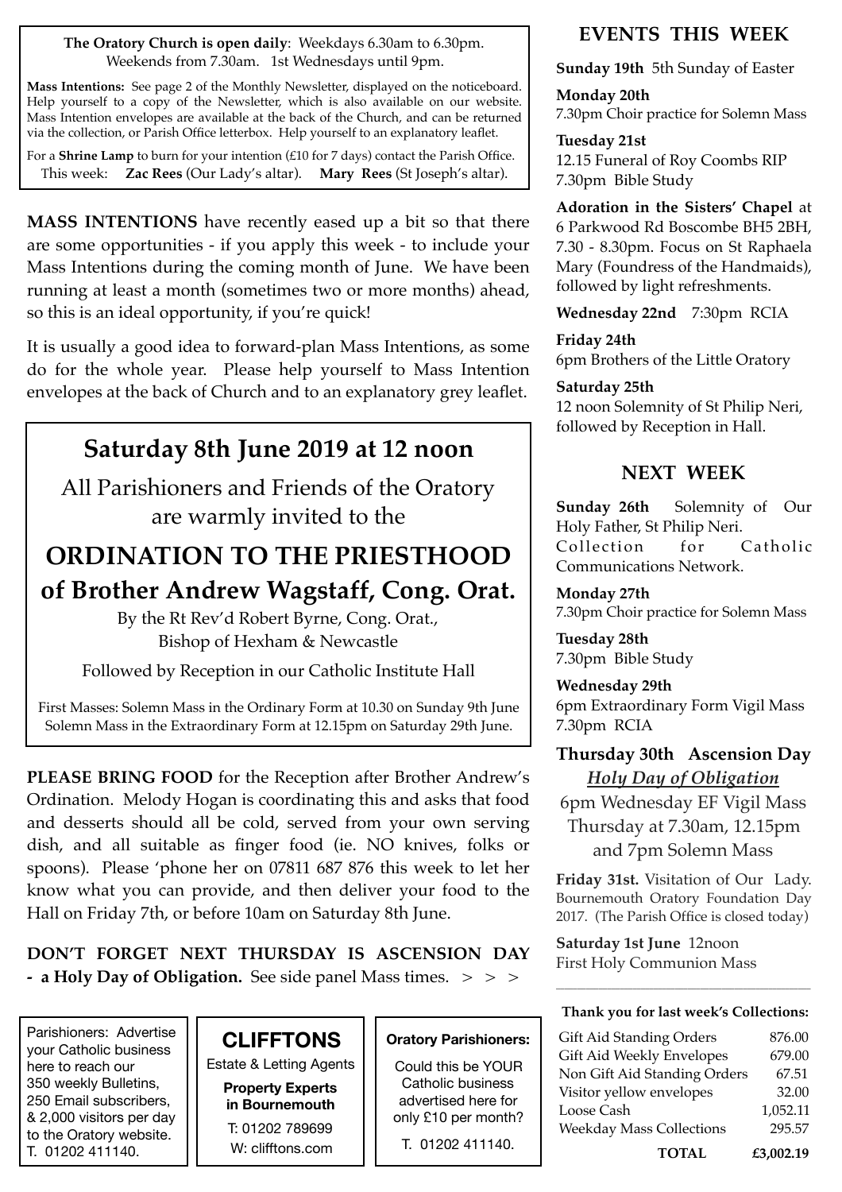**The Oratory Church is open daily**: Weekdays 6.30am to 6.30pm. Weekends from 7.30am. 1st Wednesdays until 9pm.

**Mass Intentions:** See page 2 of the Monthly Newsletter, displayed on the noticeboard. Help yourself to a copy of the Newsletter, which is also available on our website. Mass Intention envelopes are available at the back of the Church, and can be returned via the collection, or Parish Office letterbox. Help yourself to an explanatory leaflet.

For a **Shrine Lamp** to burn for your intention (£10 for 7 days) contact the Parish Office. This week: **Zac Rees** (Our Lady's altar). **Mary Rees** (St Joseph's altar).

**MASS INTENTIONS** have recently eased up a bit so that there are some opportunities - if you apply this week - to include your Mass Intentions during the coming month of June. We have been running at least a month (sometimes two or more months) ahead, so this is an ideal opportunity, if you're quick!

It is usually a good idea to forward-plan Mass Intentions, as some do for the whole year. Please help yourself to Mass Intention envelopes at the back of Church and to an explanatory grey leaflet.

## Saturday 8th June 2019 at 12 noon

All Parishioners and Friends of the Oratory are warmly invited to the

## ORDINATION TO THE PRIESTHOOD of Brother Andrew Wagstaff, Cong. Orat.

By the Rt Rev'd Robert Byrne, Cong. Orat., Bishop of Hexham & Newcastle

Followed by Reception in our Catholic Institute Hall

First Masses: Solemn Mass in the Ordinary Form at 10.30 on Sunday 9th June
Solemn Mass in the Extraordinary Form at 12.15pm on Saturday 29th June.

**PLEASE BRING FOOD** for the Reception after Brother Andrew's Ordination. Melody Hogan is coordinating this and asks that food and desserts should all be cold, served from your own serving dish, and all suitable as finger food (ie. NO knives, folks or spoons). Please 'phone her on 07811 687 876 this week to let her know what you can provide, and then deliver your food to the Hall on Friday 7th, or before 10am on Saturday 8th June.

**DON'T FORGET NEXT THURSDAY IS ASCENSION DAY - a Holy Day of Obligation.** See side panel Mass times. > > >

## EVENTS THIS WEEK

**Sunday 19th** 5th Sunday of Easter

**Monday 20th**
7.30pm Choir practice for Solemn Mass

**Tuesday 21st**
12.15 Funeral of Roy Coombs RIP
7.30pm Bible Study

**Adoration in the Sisters' Chapel** at 6 Parkwood Rd Boscombe BH5 2BH, 7.30 - 8.30pm. Focus on St Raphaela Mary (Foundress of the Handmaids), followed by light refreshments.

**Wednesday 22nd** 7:30pm RCIA

**Friday 24th**
6pm Brothers of the Little Oratory

**Saturday 25th**
12 noon Solemnity of St Philip Neri, followed by Reception in Hall.

## NEXT WEEK

**Sunday 26th** Solemnity of Our Holy Father, St Philip Neri.
Collection for Catholic Communications Network.

**Monday 27th**
7.30pm Choir practice for Solemn Mass

**Tuesday 28th**
7.30pm Bible Study

**Wednesday 29th**
6pm Extraordinary Form Vigil Mass
7.30pm RCIA

**Thursday 30th Ascension Day**
***Holy Day of Obligation***
6pm Wednesday EF Vigil Mass
Thursday at 7.30am, 12.15pm and 7pm Solemn Mass

**Friday 31st.** Visitation of Our Lady. Bournemouth Oratory Foundation Day 2017. (The Parish Office is closed today)

**Saturday 1st June** 12noon
First Holy Communion Mass

**Thank you for last week's Collections:**

| | |
|---|---|
| Gift Aid Standing Orders | 876.00 |
| Gift Aid Weekly Envelopes | 679.00 |
| Non Gift Aid Standing Orders | 67.51 |
| Visitor yellow envelopes | 32.00 |
| Loose Cash | 1,052.11 |
| Weekday Mass Collections | 295.57 |
| **TOTAL** | **£3,002.19** |

Parishioners: Advertise your Catholic business here to reach our 350 weekly Bulletins, 250 Email subscribers, & 2,000 visitors per day to the Oratory website. T. 01202 411140.

**CLIFFTONS**
Estate & Letting Agents
**Property Experts in Bournemouth**
T: 01202 789699
W: clifftons.com

**Oratory Parishioners:**
Could this be YOUR Catholic business advertised here for only £10 per month?
T. 01202 411140.